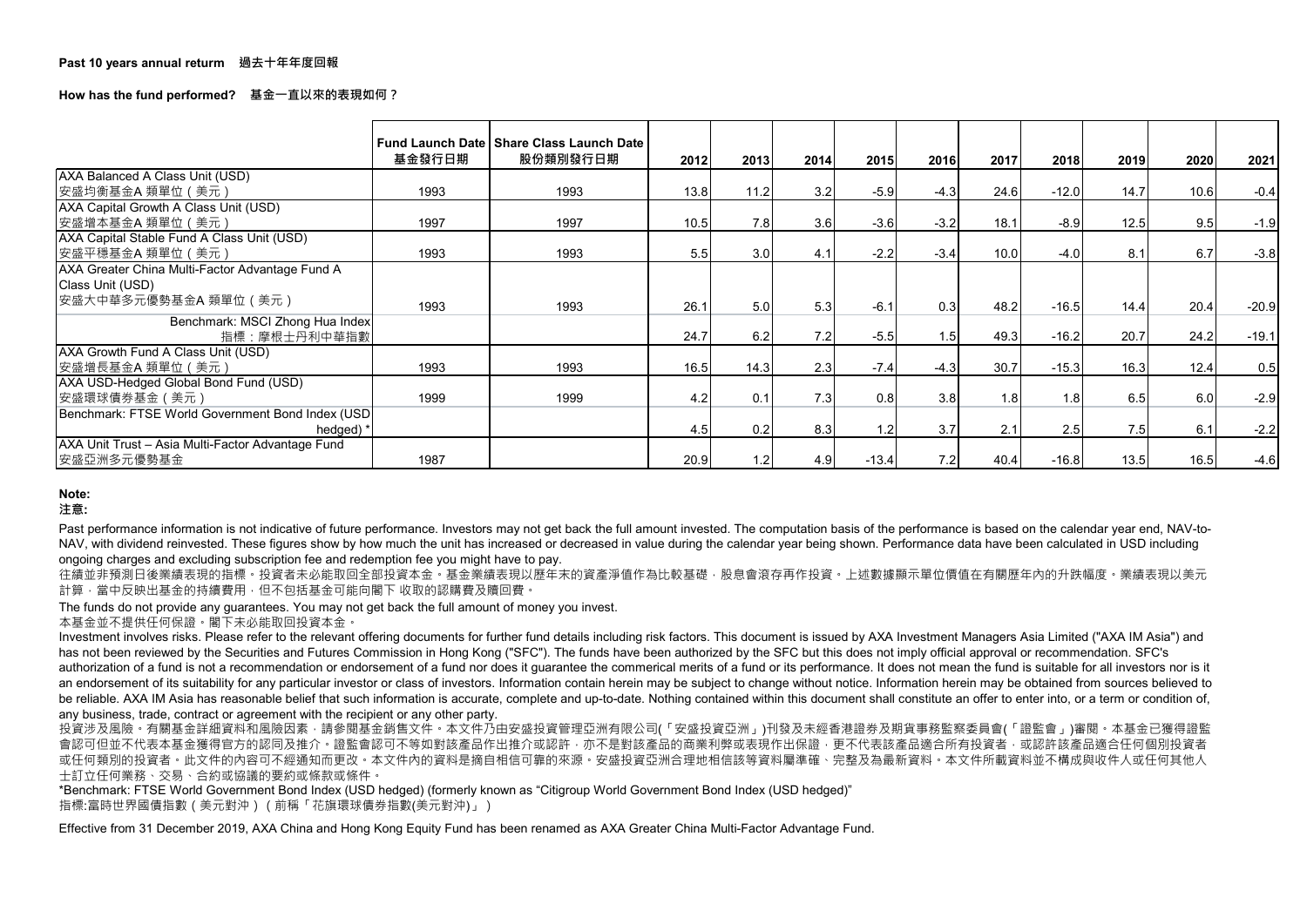**Past 10 years annual returm 過去十年年度回報**

**How has the fund performed? 基金一直以來的表現如何？**

| | Fund Launch Date 基金發行日期 | Share Class Launch Date 股份類別發行日期 | 2012 | 2013 | 2014 | 2015 | 2016 | 2017 | 2018 | 2019 | 2020 | 2021 |
|---|---|---|---|---|---|---|---|---|---|---|---|---|
| AXA Balanced A Class Unit (USD) 安盛均衡基金A 類單位（美元） | 1993 | 1993 | 13.8 | 11.2 | 3.2 | -5.9 | -4.3 | 24.6 | -12.0 | 14.7 | 10.6 | -0.4 |
| AXA Capital Growth A Class Unit (USD) 安盛增本基金A 類單位（美元） | 1997 | 1997 | 10.5 | 7.8 | 3.6 | -3.6 | -3.2 | 18.1 | -8.9 | 12.5 | 9.5 | -1.9 |
| AXA Capital Stable Fund A Class Unit (USD) 安盛平穩基金A 類單位（美元） | 1993 | 1993 | 5.5 | 3.0 | 4.1 | -2.2 | -3.4 | 10.0 | -4.0 | 8.1 | 6.7 | -3.8 |
| AXA Greater China Multi-Factor Advantage Fund A Class Unit (USD) 安盛大中華多元優勢基金A 類單位（美元） | 1993 | 1993 | 26.1 | 5.0 | 5.3 | -6.1 | 0.3 | 48.2 | -16.5 | 14.4 | 20.4 | -20.9 |
| Benchmark: MSCI Zhong Hua Index 指標：摩根士丹利中華指數 | | | 24.7 | 6.2 | 7.2 | -5.5 | 1.5 | 49.3 | -16.2 | 20.7 | 24.2 | -19.1 |
| AXA Growth Fund A Class Unit (USD) 安盛增長基金A 類單位（美元） | 1993 | 1993 | 16.5 | 14.3 | 2.3 | -7.4 | -4.3 | 30.7 | -15.3 | 16.3 | 12.4 | 0.5 |
| AXA USD-Hedged Global Bond Fund (USD) 安盛環球債券基金（美元） | 1999 | 1999 | 4.2 | 0.1 | 7.3 | 0.8 | 3.8 | 1.8 | 1.8 | 6.5 | 6.0 | -2.9 |
| Benchmark: FTSE World Government Bond Index (USD hedged) * | | | 4.5 | 0.2 | 8.3 | 1.2 | 3.7 | 2.1 | 2.5 | 7.5 | 6.1 | -2.2 |
| AXA Unit Trust – Asia Multi-Factor Advantage Fund 安盛亞洲多元優勢基金 | 1987 | | 20.9 | 1.2 | 4.9 | -13.4 | 7.2 | 40.4 | -16.8 | 13.5 | 16.5 | -4.6 |

**Note:**
**注意:**

Past performance information is not indicative of future performance. Investors may not get back the full amount invested. The computation basis of the performance is based on the calendar year end, NAV-to-NAV, with dividend reinvested. These figures show by how much the unit has increased or decreased in value during the calendar year being shown. Performance data have been calculated in USD including ongoing charges and excluding subscription fee and redemption fee you might have to pay.

往績並非預測日後業績表現的指標。投資者未必能取回全部投資本金。基金業績表現以歷年末的資產淨值作為比較基礎，股息會滾存再作投資。上述數據顯示單位價值在有關歷年內的升跌幅度。業績表現以美元計算，當中反映出基金的持續費用，但不包括基金可能向閣下 收取的認購費及贖回費。

The funds do not provide any guarantees. You may not get back the full amount of money you invest.

本基金並不提供任何保證。閣下未必能取回投資本金。

Investment involves risks. Please refer to the relevant offering documents for further fund details including risk factors. This document is issued by AXA Investment Managers Asia Limited ("AXA IM Asia") and has not been reviewed by the Securities and Futures Commission in Hong Kong ("SFC"). The funds have been authorized by the SFC but this does not imply official approval or recommendation. SFC's authorization of a fund is not a recommendation or endorsement of a fund nor does it guarantee the commerical merits of a fund or its performance. It does not mean the fund is suitable for all investors nor is it an endorsement of its suitability for any particular investor or class of investors. Information contain herein may be subject to change without notice. Information herein may be obtained from sources believed to be reliable. AXA IM Asia has reasonable belief that such information is accurate, complete and up-to-date. Nothing contained within this document shall constitute an offer to enter into, or a term or condition of, any business, trade, contract or agreement with the recipient or any other party.

投資涉及風險。有關基金詳細資料和風險因素，請參閱基金銷售文件。本文件乃由安盛投資管理亞洲有限公司(「安盛投資亞洲」)刊發及未經香港證券及期貨事務監察委員會(「證監會」)審閱。本基金已獲得證監會認可但並不代表本基金獲得官方的認同及推介。證監會認可不等如對該產品作出推介或認許，亦不是對該產品的商業利弊或表現作出保證，更不代表該產品適合所有投資者，或認許該產品適合任何個別投資者或任何類別的投資者。此文件的內容可不經通知而更改。本文件內的資料是摘自相信可靠的來源。安盛投資亞洲合理地相信該等資料屬準確、完整及為最新資料。本文件所載資料並不構成與收件人或任何其他人士訂立任何業務、交易、合約或協議的要約或條款或條件。

*Benchmark: FTSE World Government Bond Index (USD hedged) (formerly known as "Citigroup World Government Bond Index (USD hedged)"

指標:富時世界國債指數（美元對沖）（前稱「花旗環球債券指數(美元對沖)」）

Effective from 31 December 2019, AXA China and Hong Kong Equity Fund has been renamed as AXA Greater China Multi-Factor Advantage Fund.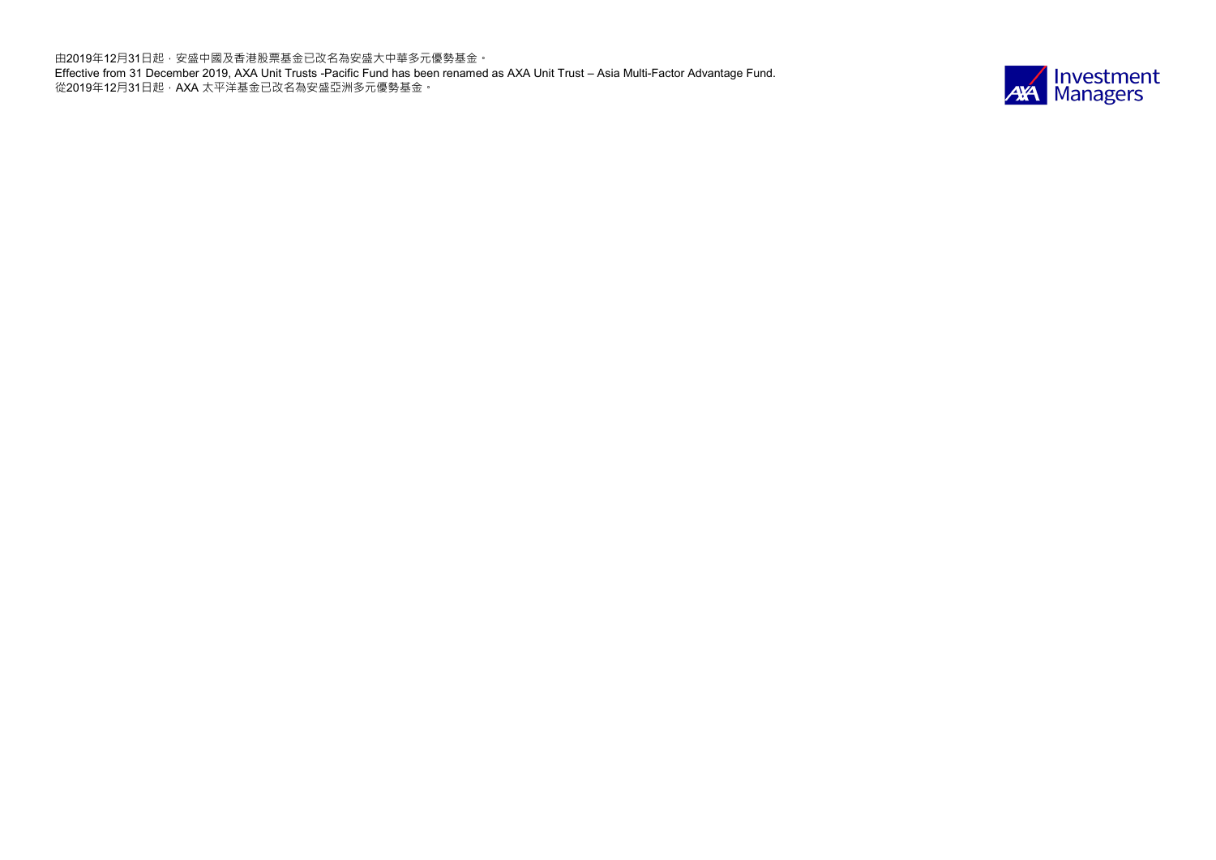由2019年12月31日起，安盛中國及香港股票基金已改名為安盛大中華多元優勢基金。

Effective from 31 December 2019, AXA Unit Trusts -Pacific Fund has been renamed as AXA Unit Trust – Asia Multi-Factor Advantage Fund.

從2019年12月31日起，AXA 太平洋基金已改名為安盛亞洲多元優勢基金。

AXA Investment Managers